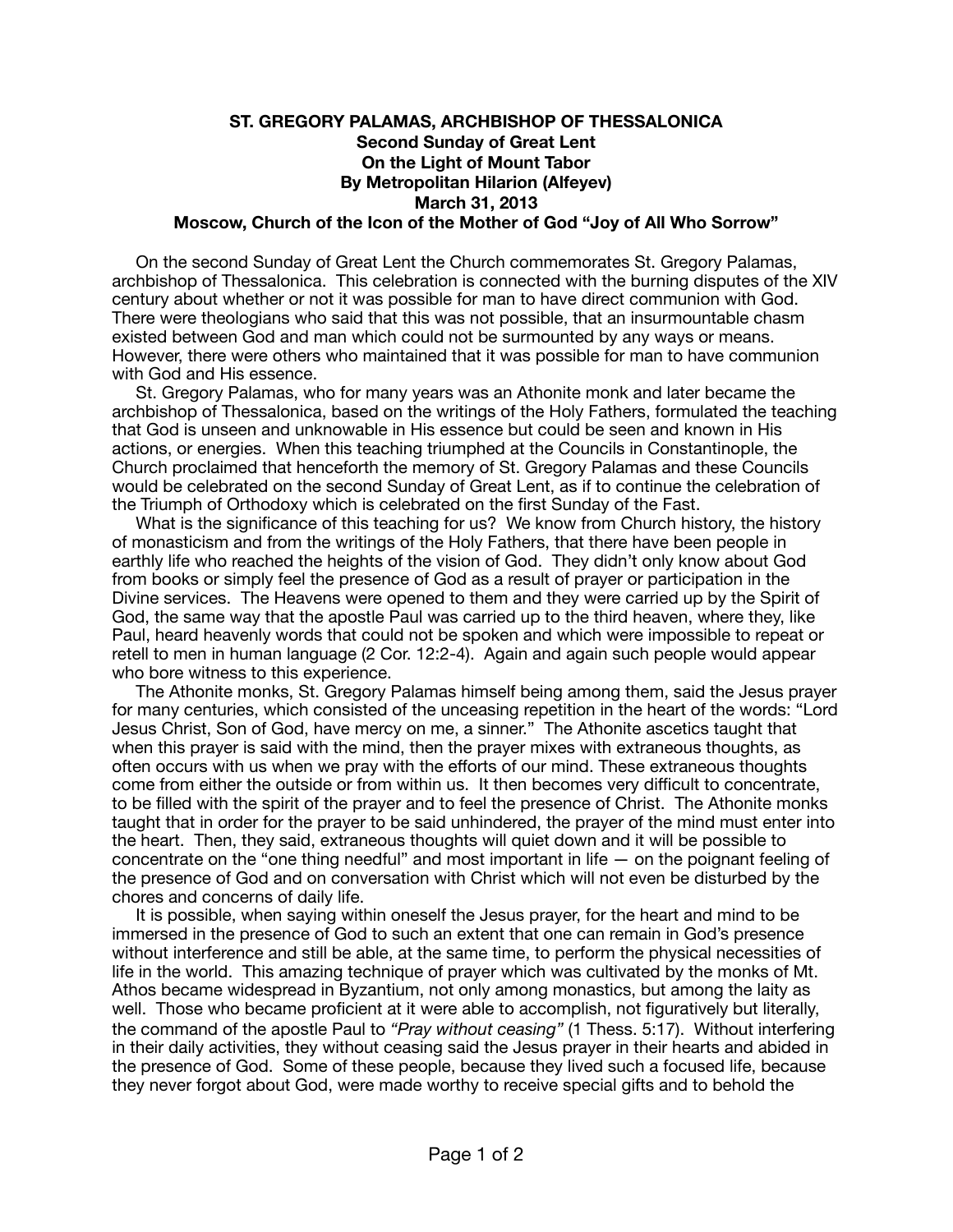# ST. GREGORY PALAMAS, ARCHBISHOP OF THESSALONICA

## Second Sunday of Great Lent

## On the Light of Mount Tabor

## By Metropolitan Hilarion (Alfeyev)

## March 31, 2013

## Moscow, Church of the Icon of the Mother of God "Joy of All Who Sorrow"

On the second Sunday of Great Lent the Church commemorates St. Gregory Palamas, archbishop of Thessalonica. This celebration is connected with the burning disputes of the XIV century about whether or not it was possible for man to have direct communion with God. There were theologians who said that this was not possible, that an insurmountable chasm existed between God and man which could not be surmounted by any ways or means. However, there were others who maintained that it was possible for man to have communion with God and His essence.

St. Gregory Palamas, who for many years was an Athonite monk and later became the archbishop of Thessalonica, based on the writings of the Holy Fathers, formulated the teaching that God is unseen and unknowable in His essence but could be seen and known in His actions, or energies. When this teaching triumphed at the Councils in Constantinople, the Church proclaimed that henceforth the memory of St. Gregory Palamas and these Councils would be celebrated on the second Sunday of Great Lent, as if to continue the celebration of the Triumph of Orthodoxy which is celebrated on the first Sunday of the Fast.

What is the significance of this teaching for us? We know from Church history, the history of monasticism and from the writings of the Holy Fathers, that there have been people in earthly life who reached the heights of the vision of God. They didn't only know about God from books or simply feel the presence of God as a result of prayer or participation in the Divine services. The Heavens were opened to them and they were carried up by the Spirit of God, the same way that the apostle Paul was carried up to the third heaven, where they, like Paul, heard heavenly words that could not be spoken and which were impossible to repeat or retell to men in human language (2 Cor. 12:2-4). Again and again such people would appear who bore witness to this experience.

The Athonite monks, St. Gregory Palamas himself being among them, said the Jesus prayer for many centuries, which consisted of the unceasing repetition in the heart of the words: "Lord Jesus Christ, Son of God, have mercy on me, a sinner." The Athonite ascetics taught that when this prayer is said with the mind, then the prayer mixes with extraneous thoughts, as often occurs with us when we pray with the efforts of our mind. These extraneous thoughts come from either the outside or from within us. It then becomes very difficult to concentrate, to be filled with the spirit of the prayer and to feel the presence of Christ. The Athonite monks taught that in order for the prayer to be said unhindered, the prayer of the mind must enter into the heart. Then, they said, extraneous thoughts will quiet down and it will be possible to concentrate on the "one thing needful" and most important in life — on the poignant feeling of the presence of God and on conversation with Christ which will not even be disturbed by the chores and concerns of daily life.

It is possible, when saying within oneself the Jesus prayer, for the heart and mind to be immersed in the presence of God to such an extent that one can remain in God's presence without interference and still be able, at the same time, to perform the physical necessities of life in the world. This amazing technique of prayer which was cultivated by the monks of Mt. Athos became widespread in Byzantium, not only among monastics, but among the laity as well. Those who became proficient at it were able to accomplish, not figuratively but literally, the command of the apostle Paul to *"Pray without ceasing"* (1 Thess. 5:17). Without interfering in their daily activities, they without ceasing said the Jesus prayer in their hearts and abided in the presence of God. Some of these people, because they lived such a focused life, because they never forgot about God, were made worthy to receive special gifts and to behold the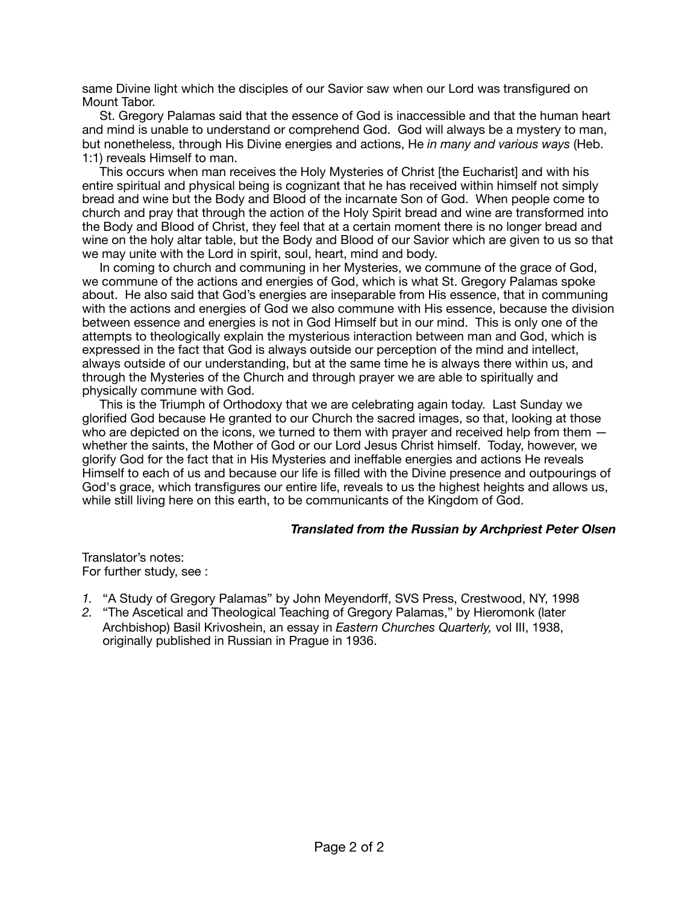same Divine light which the disciples of our Savior saw when our Lord was transfigured on Mount Tabor.

St. Gregory Palamas said that the essence of God is inaccessible and that the human heart and mind is unable to understand or comprehend God. God will always be a mystery to man, but nonetheless, through His Divine energies and actions, He *in many and various ways* (Heb. 1:1) reveals Himself to man.

This occurs when man receives the Holy Mysteries of Christ [the Eucharist] and with his entire spiritual and physical being is cognizant that he has received within himself not simply bread and wine but the Body and Blood of the incarnate Son of God. When people come to church and pray that through the action of the Holy Spirit bread and wine are transformed into the Body and Blood of Christ, they feel that at a certain moment there is no longer bread and wine on the holy altar table, but the Body and Blood of our Savior which are given to us so that we may unite with the Lord in spirit, soul, heart, mind and body.

In coming to church and communing in her Mysteries, we commune of the grace of God, we commune of the actions and energies of God, which is what St. Gregory Palamas spoke about. He also said that God's energies are inseparable from His essence, that in communing with the actions and energies of God we also commune with His essence, because the division between essence and energies is not in God Himself but in our mind. This is only one of the attempts to theologically explain the mysterious interaction between man and God, which is expressed in the fact that God is always outside our perception of the mind and intellect, always outside of our understanding, but at the same time he is always there within us, and through the Mysteries of the Church and through prayer we are able to spiritually and physically commune with God.

This is the Triumph of Orthodoxy that we are celebrating again today. Last Sunday we glorified God because He granted to our Church the sacred images, so that, looking at those who are depicted on the icons, we turned to them with prayer and received help from them — whether the saints, the Mother of God or our Lord Jesus Christ himself. Today, however, we glorify God for the fact that in His Mysteries and ineffable energies and actions He reveals Himself to each of us and because our life is filled with the Divine presence and outpourings of God's grace, which transfigures our entire life, reveals to us the highest heights and allows us, while still living here on this earth, to be communicants of the Kingdom of God.

***Translated from the Russian by Archpriest Peter Olsen***

Translator's notes:
For further study, see :

1. "A Study of Gregory Palamas" by John Meyendorff, SVS Press, Crestwood, NY, 1998
2. "The Ascetical and Theological Teaching of Gregory Palamas," by Hieromonk (later Archbishop) Basil Krivoshein, an essay in *Eastern Churches Quarterly,* vol III, 1938, originally published in Russian in Prague in 1936.